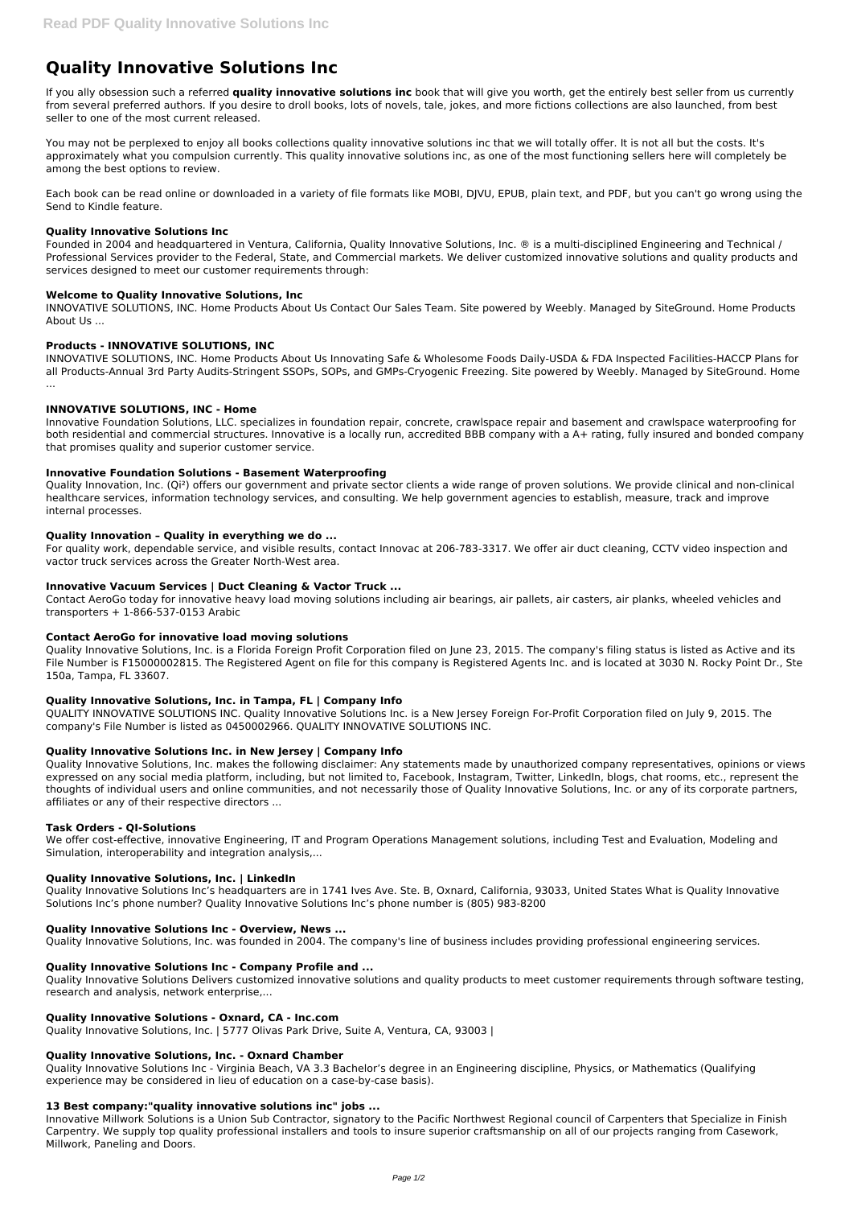# Quality Innovative Solutions Inc

If you ally obsession such a referred **quality innovative solutions inc** book that will give you worth, get the entirely best seller from us currently from several preferred authors. If you desire to droll books, lots of novels, tale, jokes, and more fictions collections are also launched, from best seller to one of the most current released.

You may not be perplexed to enjoy all books collections quality innovative solutions inc that we will totally offer. It is not all but the costs. It's approximately what you compulsion currently. This quality innovative solutions inc, as one of the most functioning sellers here will completely be among the best options to review.

Each book can be read online or downloaded in a variety of file formats like MOBI, DJVU, EPUB, plain text, and PDF, but you can't go wrong using the Send to Kindle feature.

### Quality Innovative Solutions Inc

Founded in 2004 and headquartered in Ventura, California, Quality Innovative Solutions, Inc. ® is a multi-disciplined Engineering and Technical / Professional Services provider to the Federal, State, and Commercial markets. We deliver customized innovative solutions and quality products and services designed to meet our customer requirements through:

### Welcome to Quality Innovative Solutions, Inc

INNOVATIVE SOLUTIONS, INC. Home Products About Us Contact Our Sales Team. Site powered by Weebly. Managed by SiteGround. Home Products About Us ...

### Products - INNOVATIVE SOLUTIONS, INC

INNOVATIVE SOLUTIONS, INC. Home Products About Us Innovating Safe & Wholesome Foods Daily-USDA & FDA Inspected Facilities-HACCP Plans for all Products-Annual 3rd Party Audits-Stringent SSOPs, SOPs, and GMPs-Cryogenic Freezing. Site powered by Weebly. Managed by SiteGround. Home ...

### INNOVATIVE SOLUTIONS, INC - Home

Innovative Foundation Solutions, LLC. specializes in foundation repair, concrete, crawlspace repair and basement and crawlspace waterproofing for both residential and commercial structures. Innovative is a locally run, accredited BBB company with a A+ rating, fully insured and bonded company that promises quality and superior customer service.

### Innovative Foundation Solutions - Basement Waterproofing

Quality Innovation, Inc. (Qi²) offers our government and private sector clients a wide range of proven solutions. We provide clinical and non-clinical healthcare services, information technology services, and consulting. We help government agencies to establish, measure, track and improve internal processes.

### Quality Innovation – Quality in everything we do ...

For quality work, dependable service, and visible results, contact Innovac at 206-783-3317. We offer air duct cleaning, CCTV video inspection and vactor truck services across the Greater North-West area.

### Innovative Vacuum Services | Duct Cleaning & Vactor Truck ...

Contact AeroGo today for innovative heavy load moving solutions including air bearings, air pallets, air casters, air planks, wheeled vehicles and transporters + 1-866-537-0153 Arabic

### Contact AeroGo for innovative load moving solutions

Quality Innovative Solutions, Inc. is a Florida Foreign Profit Corporation filed on June 23, 2015. The company's filing status is listed as Active and its File Number is F15000002815. The Registered Agent on file for this company is Registered Agents Inc. and is located at 3030 N. Rocky Point Dr., Ste 150a, Tampa, FL 33607.

### Quality Innovative Solutions, Inc. in Tampa, FL | Company Info

QUALITY INNOVATIVE SOLUTIONS INC. Quality Innovative Solutions Inc. is a New Jersey Foreign For-Profit Corporation filed on July 9, 2015. The company's File Number is listed as 0450002966. QUALITY INNOVATIVE SOLUTIONS INC.

### Quality Innovative Solutions Inc. in New Jersey | Company Info

Quality Innovative Solutions, Inc. makes the following disclaimer: Any statements made by unauthorized company representatives, opinions or views expressed on any social media platform, including, but not limited to, Facebook, Instagram, Twitter, LinkedIn, blogs, chat rooms, etc., represent the thoughts of individual users and online communities, and not necessarily those of Quality Innovative Solutions, Inc. or any of its corporate partners, affiliates or any of their respective directors ...

### Task Orders - QI-Solutions

We offer cost-effective, innovative Engineering, IT and Program Operations Management solutions, including Test and Evaluation, Modeling and Simulation, interoperability and integration analysis,...

### Quality Innovative Solutions, Inc. | LinkedIn

Quality Innovative Solutions Inc's headquarters are in 1741 Ives Ave. Ste. B, Oxnard, California, 93033, United States What is Quality Innovative Solutions Inc's phone number? Quality Innovative Solutions Inc's phone number is (805) 983-8200

### Quality Innovative Solutions Inc - Overview, News ...

Quality Innovative Solutions, Inc. was founded in 2004. The company's line of business includes providing professional engineering services.

### Quality Innovative Solutions Inc - Company Profile and ...

Quality Innovative Solutions Delivers customized innovative solutions and quality products to meet customer requirements through software testing, research and analysis, network enterprise,...

### Quality Innovative Solutions - Oxnard, CA - Inc.com

Quality Innovative Solutions, Inc. | 5777 Olivas Park Drive, Suite A, Ventura, CA, 93003 |

### Quality Innovative Solutions, Inc. - Oxnard Chamber

Quality Innovative Solutions Inc - Virginia Beach, VA 3.3 Bachelor's degree in an Engineering discipline, Physics, or Mathematics (Qualifying experience may be considered in lieu of education on a case-by-case basis).

### 13 Best company:"quality innovative solutions inc" jobs ...

Innovative Millwork Solutions is a Union Sub Contractor, signatory to the Pacific Northwest Regional council of Carpenters that Specialize in Finish Carpentry. We supply top quality professional installers and tools to insure superior craftsmanship on all of our projects ranging from Casework, Millwork, Paneling and Doors.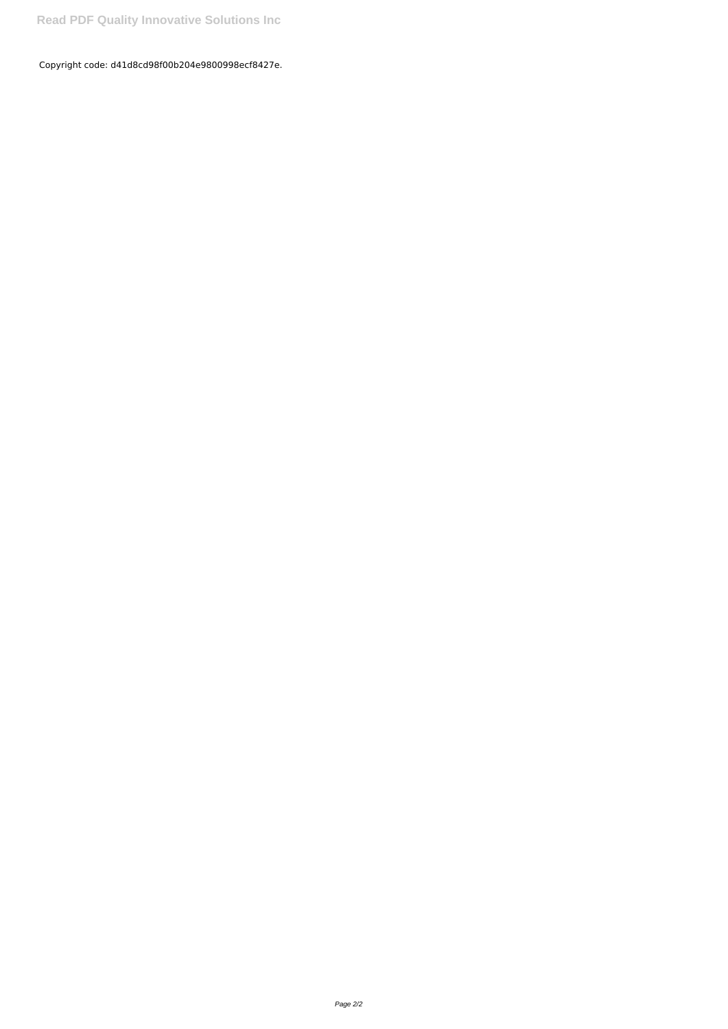Copyright code: d41d8cd98f00b204e9800998ecf8427e.